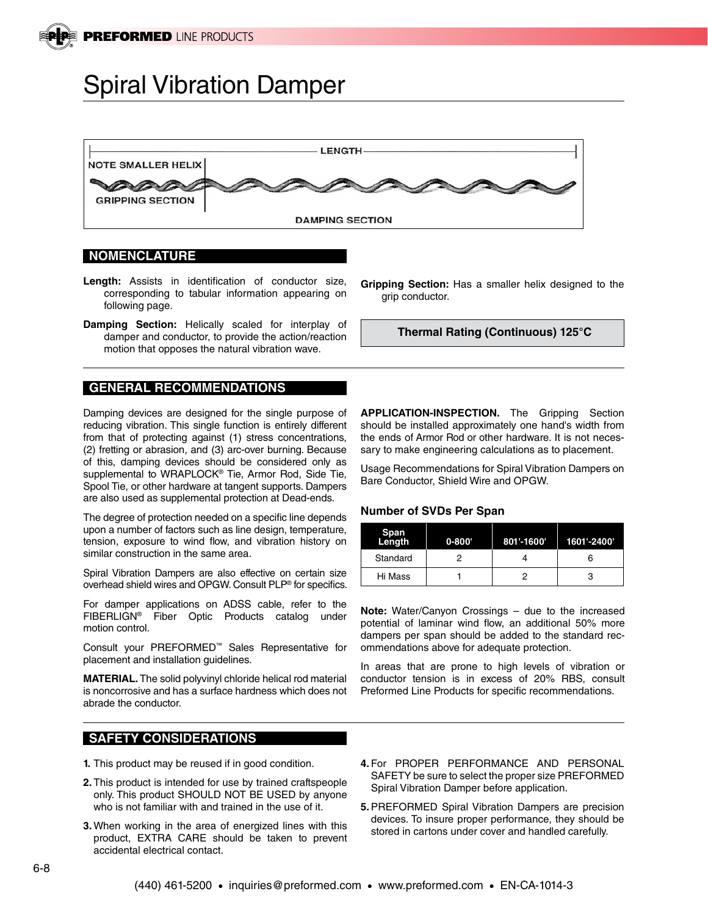# Spiral Vibration Damper

LENGTH

NOTE SMALLER HELIX

GRIPPING SECTION

DAMPING SECTION

## NOMENCLATURE

**Length:** Assists in identification of conductor size, corresponding to tabular information appearing on following page.

**Damping Section:** Helically scaled for interplay of damper and conductor, to provide the action/reaction motion that opposes the natural vibration wave.

**Gripping Section:** Has a smaller helix designed to the grip conductor.

**Thermal Rating (Continuous) 125°C**

## GENERAL RECOMMENDATIONS

Damping devices are designed for the single purpose of reducing vibration. This single function is entirely different from that of protecting against (1) stress concentrations, (2) fretting or abrasion, and (3) arc-over burning. Because of this, damping devices should be considered only as supplemental to WRAPLOCK® Tie, Armor Rod, Side Tie, Spool Tie, or other hardware at tangent supports. Dampers are also used as supplemental protection at Dead-ends.

The degree of protection needed on a specific line depends upon a number of factors such as line design, temperature, tension, exposure to wind flow, and vibration history on similar construction in the same area.

Spiral Vibration Dampers are also effective on certain size overhead shield wires and OPGW. Consult PLP® for specifics.

For damper applications on ADSS cable, refer to the FIBERLIGN® Fiber Optic Products catalog under motion control.

Consult your PREFORMED™ Sales Representative for placement and installation guidelines.

**MATERIAL.** The solid polyvinyl chloride helical rod material is noncorrosive and has a surface hardness which does not abrade the conductor.

**APPLICATION-INSPECTION.** The Gripping Section should be installed approximately one hand's width from the ends of Armor Rod or other hardware. It is not necessary to make engineering calculations as to placement.

Usage Recommendations for Spiral Vibration Dampers on Bare Conductor, Shield Wire and OPGW.

### Number of SVDs Per Span

| Span Length | 0-800' | 801'-1600' | 1601'-2400' |
|---|---|---|---|
| Standard | 2 | 4 | 6 |
| Hi Mass | 1 | 2 | 3 |

**Note:** Water/Canyon Crossings – due to the increased potential of laminar wind flow, an additional 50% more dampers per span should be added to the standard recommendations above for adequate protection.

In areas that are prone to high levels of vibration or conductor tension is in excess of 20% RBS, consult Preformed Line Products for specific recommendations.

## SAFETY CONSIDERATIONS

1. This product may be reused if in good condition.
2. This product is intended for use by trained craftspeople only. This product SHOULD NOT BE USED by anyone who is not familiar with and trained in the use of it.
3. When working in the area of energized lines with this product, EXTRA CARE should be taken to prevent accidental electrical contact.
4. For PROPER PERFORMANCE AND PERSONAL SAFETY be sure to select the proper size PREFORMED Spiral Vibration Damper before application.
5. PREFORMED Spiral Vibration Dampers are precision devices. To insure proper performance, they should be stored in cartons under cover and handled carefully.

(440) 461-5200 • inquiries@preformed.com • www.preformed.com • EN-CA-1014-3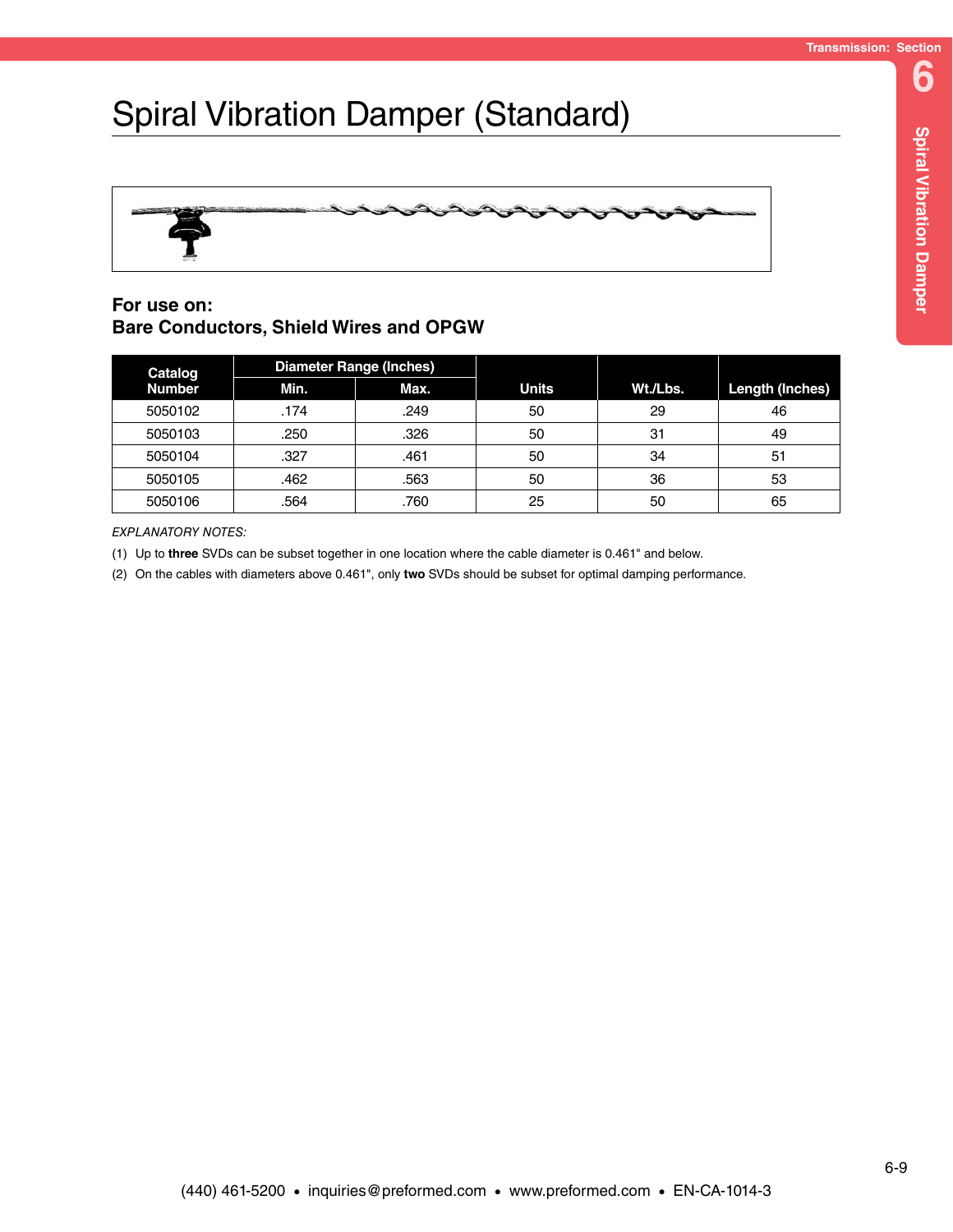# Spiral Vibration Damper (Standard)

**For use on:**
**Bare Conductors, Shield Wires and OPGW**

| Catalog Number | Diameter Range (Inches) | | Units | Wt./Lbs. | Length (Inches) |
|---|---|---|---|---|---|
| | Min. | Max. | | | |
| 5050102 | .174 | .249 | 50 | 29 | 46 |
| 5050103 | .250 | .326 | 50 | 31 | 49 |
| 5050104 | .327 | .461 | 50 | 34 | 51 |
| 5050105 | .462 | .563 | 50 | 36 | 53 |
| 5050106 | .564 | .760 | 25 | 50 | 65 |

*EXPLANATORY NOTES:*

(1) Up to **three** SVDs can be subset together in one location where the cable diameter is 0.461" and below.

(2) On the cables with diameters above 0.461", only **two** SVDs should be subset for optimal damping performance.

(440) 461-5200 • inquiries@preformed.com • www.preformed.com • EN-CA-1014-3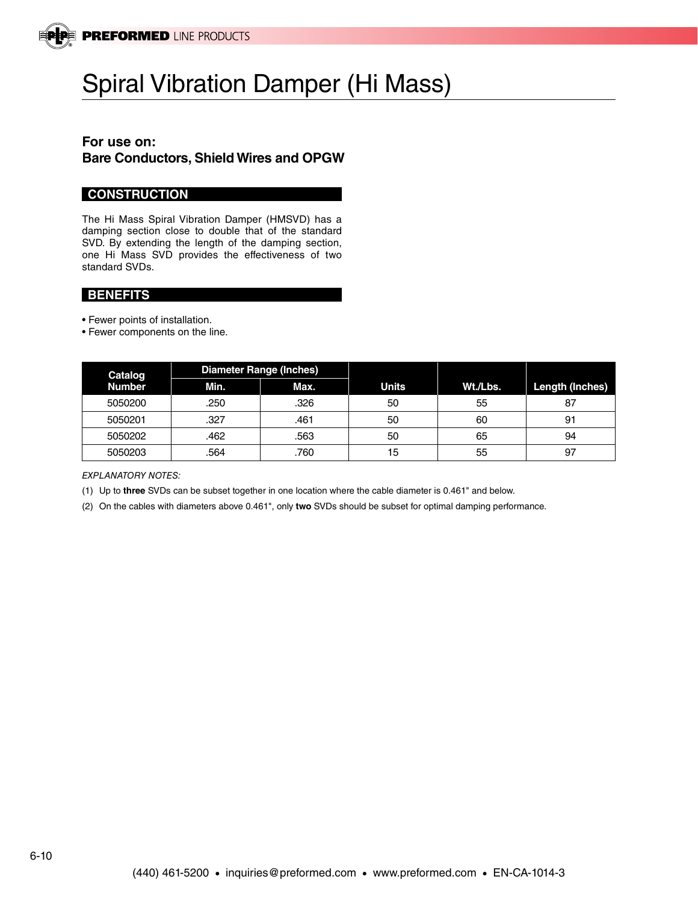# Spiral Vibration Damper (Hi Mass)

**For use on:**
**Bare Conductors, Shield Wires and OPGW**

## CONSTRUCTION

The Hi Mass Spiral Vibration Damper (HMSVD) has a damping section close to double that of the standard SVD. By extending the length of the damping section, one Hi Mass SVD provides the effectiveness of two standard SVDs.

## BENEFITS

- Fewer points of installation.
- Fewer components on the line.

| Catalog Number | Diameter Range (Inches) | | Units | Wt./Lbs. | Length (Inches) |
|---|---|---|---|---|---|
| | Min. | Max. | | | |
| 5050200 | .250 | .326 | 50 | 55 | 87 |
| 5050201 | .327 | .461 | 50 | 60 | 91 |
| 5050202 | .462 | .563 | 50 | 65 | 94 |
| 5050203 | .564 | .760 | 15 | 55 | 97 |

*EXPLANATORY NOTES:*

(1) Up to **three** SVDs can be subset together in one location where the cable diameter is 0.461" and below.

(2) On the cables with diameters above 0.461", only **two** SVDs should be subset for optimal damping performance.